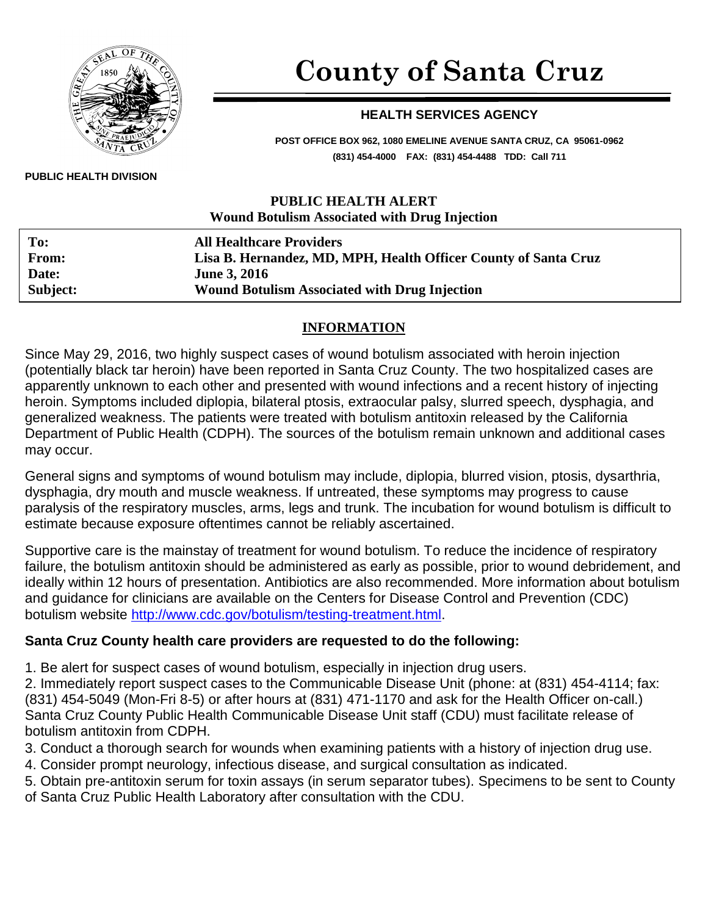# County of Santa Cruz

## HEALTH SERVICES AGENCY

**POST OFFICE BOX 962, 1080 EMELINE AVENUE SANTA CRUZ, CA 95061-0962**
**(831) 454-4000 FAX: (831) 454-4488 TDD: Call 711**

**PUBLIC HEALTH DIVISION**

## PUBLIC HEALTH ALERT
### Wound Botulism Associated with Drug Injection

| | |
|---|---|
| **To:** | **All Healthcare Providers** |
| **From:** | **Lisa B. Hernandez, MD, MPH, Health Officer County of Santa Cruz** |
| **Date:** | **June 3, 2016** |
| **Subject:** | **Wound Botulism Associated with Drug Injection** |

## INFORMATION

Since May 29, 2016, two highly suspect cases of wound botulism associated with heroin injection (potentially black tar heroin) have been reported in Santa Cruz County. The two hospitalized cases are apparently unknown to each other and presented with wound infections and a recent history of injecting heroin. Symptoms included diplopia, bilateral ptosis, extraocular palsy, slurred speech, dysphagia, and generalized weakness. The patients were treated with botulism antitoxin released by the California Department of Public Health (CDPH). The sources of the botulism remain unknown and additional cases may occur.

General signs and symptoms of wound botulism may include, diplopia, blurred vision, ptosis, dysarthria, dysphagia, dry mouth and muscle weakness. If untreated, these symptoms may progress to cause paralysis of the respiratory muscles, arms, legs and trunk. The incubation for wound botulism is difficult to estimate because exposure oftentimes cannot be reliably ascertained.

Supportive care is the mainstay of treatment for wound botulism. To reduce the incidence of respiratory failure, the botulism antitoxin should be administered as early as possible, prior to wound debridement, and ideally within 12 hours of presentation. Antibiotics are also recommended. More information about botulism and guidance for clinicians are available on the Centers for Disease Control and Prevention (CDC) botulism website http://www.cdc.gov/botulism/testing-treatment.html.

**Santa Cruz County health care providers are requested to do the following:**

1. Be alert for suspect cases of wound botulism, especially in injection drug users.
2. Immediately report suspect cases to the Communicable Disease Unit (phone: at (831) 454-4114; fax: (831) 454-5049 (Mon-Fri 8-5) or after hours at (831) 471-1170 and ask for the Health Officer on-call.) Santa Cruz County Public Health Communicable Disease Unit staff (CDU) must facilitate release of botulism antitoxin from CDPH.
3. Conduct a thorough search for wounds when examining patients with a history of injection drug use.
4. Consider prompt neurology, infectious disease, and surgical consultation as indicated.
5. Obtain pre-antitoxin serum for toxin assays (in serum separator tubes). Specimens to be sent to County of Santa Cruz Public Health Laboratory after consultation with the CDU.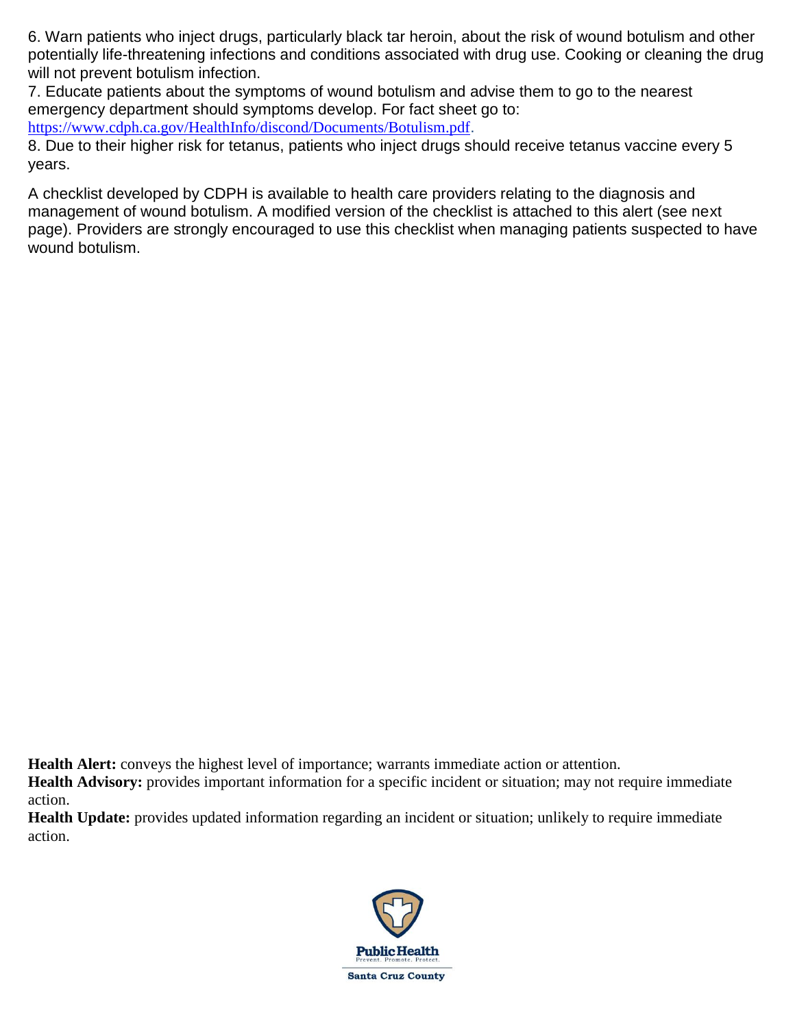6. Warn patients who inject drugs, particularly black tar heroin, about the risk of wound botulism and other potentially life-threatening infections and conditions associated with drug use. Cooking or cleaning the drug will not prevent botulism infection.
7. Educate patients about the symptoms of wound botulism and advise them to go to the nearest emergency department should symptoms develop. For fact sheet go to: https://www.cdph.ca.gov/HealthInfo/discond/Documents/Botulism.pdf.
8. Due to their higher risk for tetanus, patients who inject drugs should receive tetanus vaccine every 5 years.

A checklist developed by CDPH is available to health care providers relating to the diagnosis and management of wound botulism. A modified version of the checklist is attached to this alert (see next page). Providers are strongly encouraged to use this checklist when managing patients suspected to have wound botulism.

**Health Alert:** conveys the highest level of importance; warrants immediate action or attention.
**Health Advisory:** provides important information for a specific incident or situation; may not require immediate action.
**Health Update:** provides updated information regarding an incident or situation; unlikely to require immediate action.

Public Health
Prevent. Promote. Protect.
Santa Cruz County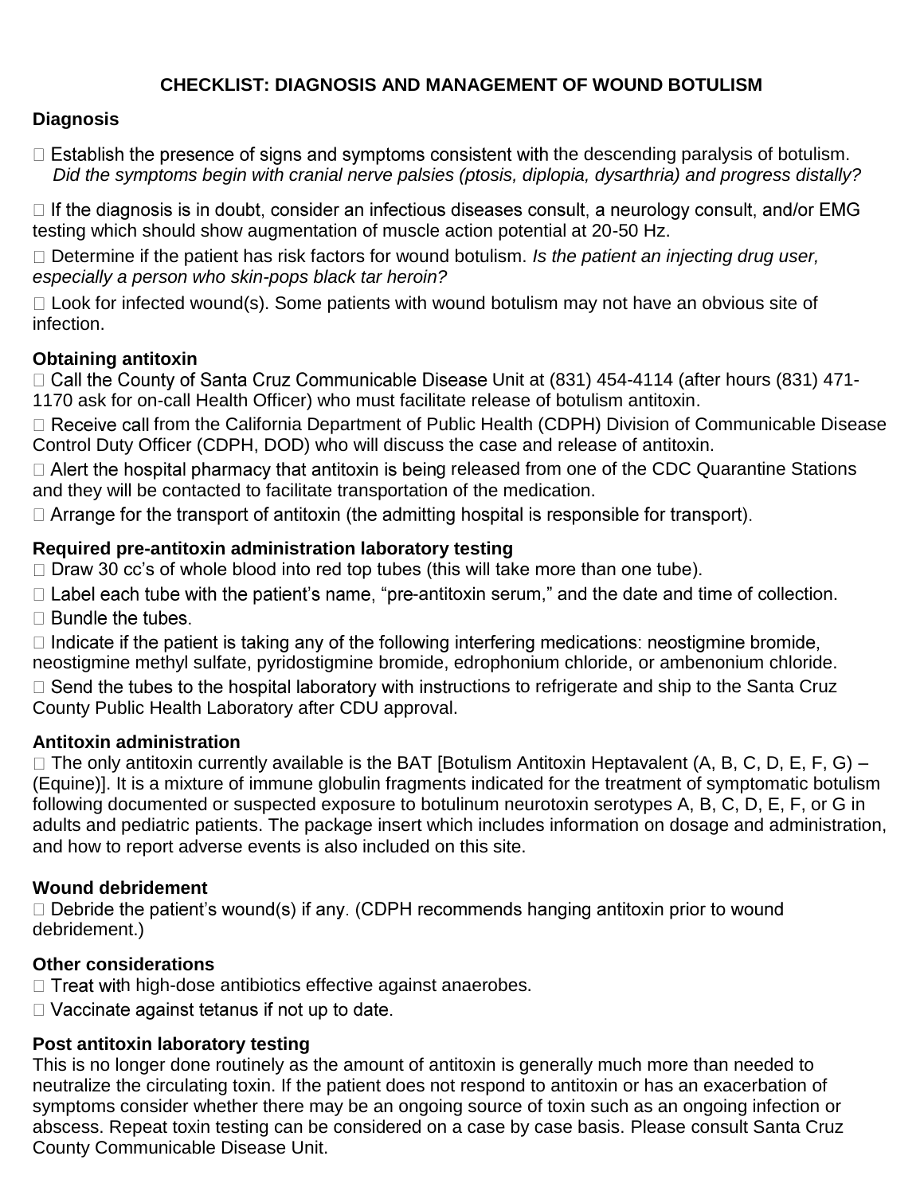**CHECKLIST: DIAGNOSIS AND MANAGEMENT OF WOUND BOTULISM**

**Diagnosis**

□ Establish the presence of signs and symptoms consistent with the descending paralysis of botulism. *Did the symptoms begin with cranial nerve palsies (ptosis, diplopia, dysarthria) and progress distally?*

□ If the diagnosis is in doubt, consider an infectious diseases consult, a neurology consult, and/or EMG testing which should show augmentation of muscle action potential at 20-50 Hz.

□ Determine if the patient has risk factors for wound botulism. *Is the patient an injecting drug user, especially a person who skin-pops black tar heroin?*

□ Look for infected wound(s). Some patients with wound botulism may not have an obvious site of infection.

**Obtaining antitoxin**

□ Call the County of Santa Cruz Communicable Disease Unit at (831) 454-4114 (after hours (831) 471-1170 ask for on-call Health Officer) who must facilitate release of botulism antitoxin.

□ Receive call from the California Department of Public Health (CDPH) Division of Communicable Disease Control Duty Officer (CDPH, DOD) who will discuss the case and release of antitoxin.

□ Alert the hospital pharmacy that antitoxin is being released from one of the CDC Quarantine Stations and they will be contacted to facilitate transportation of the medication.

□ Arrange for the transport of antitoxin (the admitting hospital is responsible for transport).

**Required pre-antitoxin administration laboratory testing**

□ Draw 30 cc's of whole blood into red top tubes (this will take more than one tube).

□ Label each tube with the patient's name, "pre-antitoxin serum," and the date and time of collection.

□ Bundle the tubes.

□ Indicate if the patient is taking any of the following interfering medications: neostigmine bromide, neostigmine methyl sulfate, pyridostigmine bromide, edrophonium chloride, or ambenonium chloride.

□ Send the tubes to the hospital laboratory with instructions to refrigerate and ship to the Santa Cruz County Public Health Laboratory after CDU approval.

**Antitoxin administration**

□ The only antitoxin currently available is the BAT [Botulism Antitoxin Heptavalent (A, B, C, D, E, F, G) – (Equine)]. It is a mixture of immune globulin fragments indicated for the treatment of symptomatic botulism following documented or suspected exposure to botulinum neurotoxin serotypes A, B, C, D, E, F, or G in adults and pediatric patients. The package insert which includes information on dosage and administration, and how to report adverse events is also included on this site.

**Wound debridement**

□ Debride the patient's wound(s) if any. (CDPH recommends hanging antitoxin prior to wound debridement.)

**Other considerations**

□ Treat with high-dose antibiotics effective against anaerobes.

□ Vaccinate against tetanus if not up to date.

**Post antitoxin laboratory testing**

This is no longer done routinely as the amount of antitoxin is generally much more than needed to neutralize the circulating toxin. If the patient does not respond to antitoxin or has an exacerbation of symptoms consider whether there may be an ongoing source of toxin such as an ongoing infection or abscess. Repeat toxin testing can be considered on a case by case basis. Please consult Santa Cruz County Communicable Disease Unit.